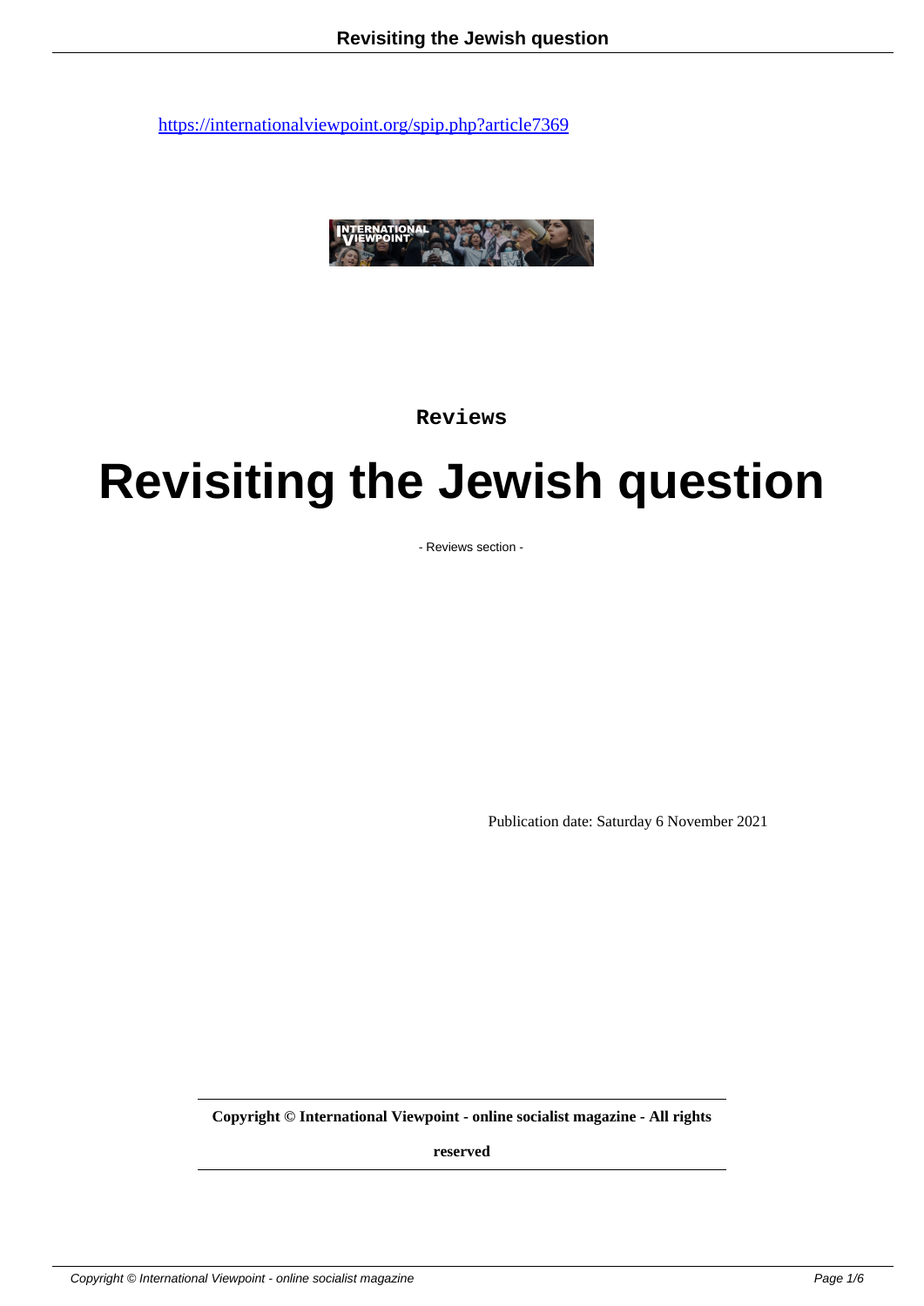https://internationalviewpoint.org/spip.php?article7369

Reviews

# Revisiting the Jewish question

- Reviews section -

Publication date: Saturday 6 November 2021

**Copyright © International Viewpoint - online socialist magazine - All rights reserved**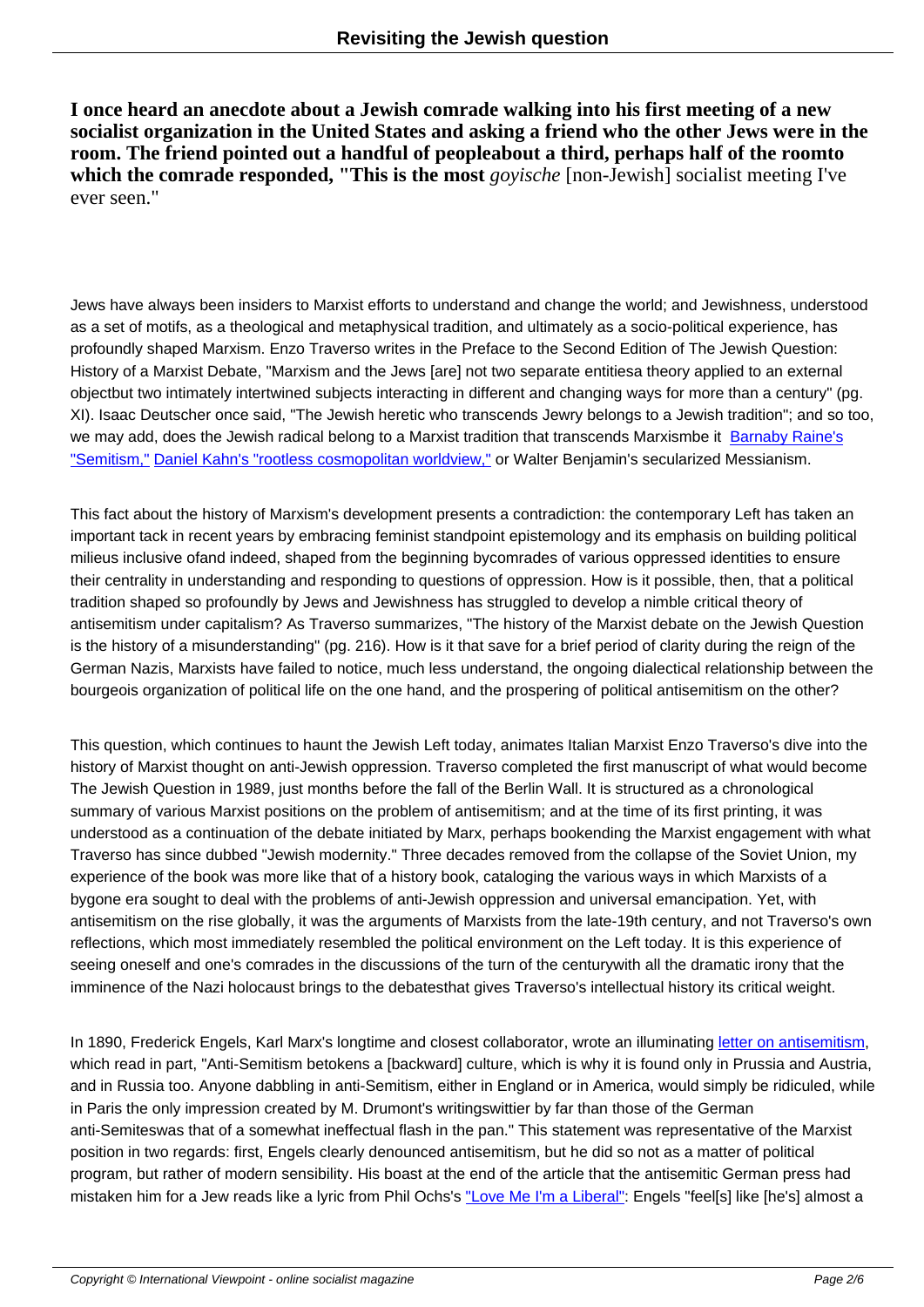**I once heard an anecdote about a Jewish comrade walking into his first meeting of a new socialist organization in the United States and asking a friend who the other Jews were in the room. The friend pointed out a handful of peopleabout a third, perhaps half of the roomto which the comrade responded, "This is the most** *goyische* [non-Jewish] socialist meeting I've ever seen."

Jews have always been insiders to Marxist efforts to understand and change the world; and Jewishness, understood as a set of motifs, as a theological and metaphysical tradition, and ultimately as a socio-political experience, has profoundly shaped Marxism. Enzo Traverso writes in the Preface to the Second Edition of The Jewish Question: History of a Marxist Debate, "Marxism and the Jews [are] not two separate entitiesa theory applied to an external objectbut two intimately intertwined subjects interacting in different and changing ways for more than a century" (pg. XI). Isaac Deutscher once said, "The Jewish heretic who transcends Jewry belongs to a Jewish tradition"; and so too, we may add, does the Jewish radical belong to a Marxist tradition that transcends Marxismbe it [Barnaby Raine's "Semitism,"] [Daniel Kahn's "rootless cosmopolitan worldview,"] or Walter Benjamin's secularized Messianism.

This fact about the history of Marxism's development presents a contradiction: the contemporary Left has taken an important tack in recent years by embracing feminist standpoint epistemology and its emphasis on building political milieus inclusive ofand indeed, shaped from the beginning bycomrades of various oppressed identities to ensure their centrality in understanding and responding to questions of oppression. How is it possible, then, that a political tradition shaped so profoundly by Jews and Jewishness has struggled to develop a nimble critical theory of antisemitism under capitalism? As Traverso summarizes, "The history of the Marxist debate on the Jewish Question is the history of a misunderstanding" (pg. 216). How is it that save for a brief period of clarity during the reign of the German Nazis, Marxists have failed to notice, much less understand, the ongoing dialectical relationship between the bourgeois organization of political life on the one hand, and the prospering of political antisemitism on the other?

This question, which continues to haunt the Jewish Left today, animates Italian Marxist Enzo Traverso's dive into the history of Marxist thought on anti-Jewish oppression. Traverso completed the first manuscript of what would become The Jewish Question in 1989, just months before the fall of the Berlin Wall. It is structured as a chronological summary of various Marxist positions on the problem of antisemitism; and at the time of its first printing, it was understood as a continuation of the debate initiated by Marx, perhaps bookending the Marxist engagement with what Traverso has since dubbed "Jewish modernity." Three decades removed from the collapse of the Soviet Union, my experience of the book was more like that of a history book, cataloging the various ways in which Marxists of a bygone era sought to deal with the problems of anti-Jewish oppression and universal emancipation. Yet, with antisemitism on the rise globally, it was the arguments of Marxists from the late-19th century, and not Traverso's own reflections, which most immediately resembled the political environment on the Left today. It is this experience of seeing oneself and one's comrades in the discussions of the turn of the centurywith all the dramatic irony that the imminence of the Nazi holocaust brings to the debatesthat gives Traverso's intellectual history its critical weight.

In 1890, Frederick Engels, Karl Marx's longtime and closest collaborator, wrote an illuminating [letter on antisemitism], which read in part, "Anti-Semitism betokens a [backward] culture, which is why it is found only in Prussia and Austria, and in Russia too. Anyone dabbling in anti-Semitism, either in England or in America, would simply be ridiculed, while in Paris the only impression created by M. Drumont's writingswittier by far than those of the German anti-Semiteswas that of a somewhat ineffectual flash in the pan." This statement was representative of the Marxist position in two regards: first, Engels clearly denounced antisemitism, but he did so not as a matter of political program, but rather of modern sensibility. His boast at the end of the article that the antisemitic German press had mistaken him for a Jew reads like a lyric from Phil Ochs's ["Love Me I'm a Liberal"]: Engels "feel[s] like [he's] almost a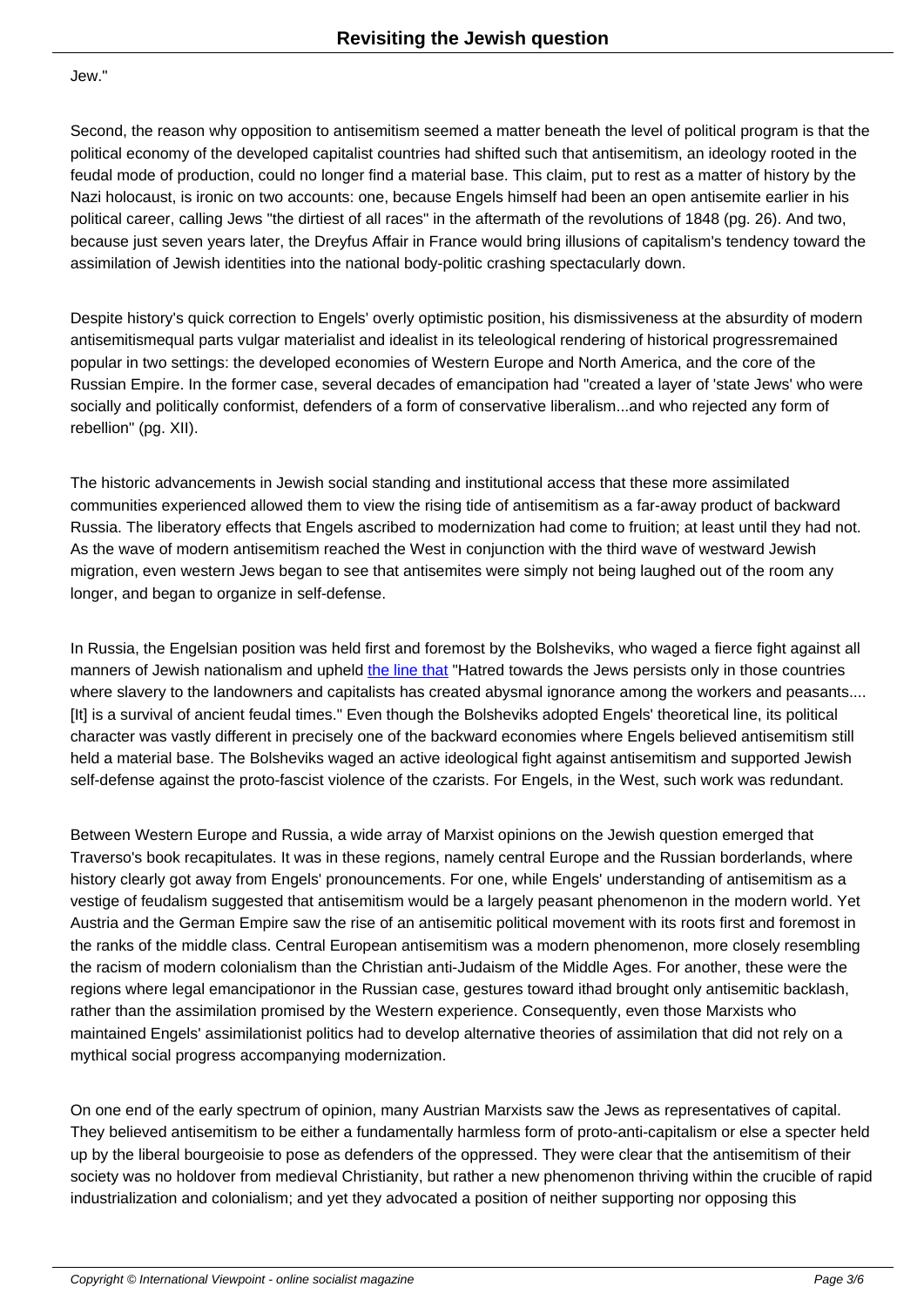Jew."

Second, the reason why opposition to antisemitism seemed a matter beneath the level of political program is that the political economy of the developed capitalist countries had shifted such that antisemitism, an ideology rooted in the feudal mode of production, could no longer find a material base. This claim, put to rest as a matter of history by the Nazi holocaust, is ironic on two accounts: one, because Engels himself had been an open antisemite earlier in his political career, calling Jews "the dirtiest of all races" in the aftermath of the revolutions of 1848 (pg. 26). And two, because just seven years later, the Dreyfus Affair in France would bring illusions of capitalism's tendency toward the assimilation of Jewish identities into the national body-politic crashing spectacularly down.

Despite history's quick correction to Engels' overly optimistic position, his dismissiveness at the absurdity of modern antisemitismequal parts vulgar materialist and idealist in its teleological rendering of historical progressremained popular in two settings: the developed economies of Western Europe and North America, and the core of the Russian Empire. In the former case, several decades of emancipation had "created a layer of 'state Jews' who were socially and politically conformist, defenders of a form of conservative liberalism...and who rejected any form of rebellion" (pg. XII).

The historic advancements in Jewish social standing and institutional access that these more assimilated communities experienced allowed them to view the rising tide of antisemitism as a far-away product of backward Russia. The liberatory effects that Engels ascribed to modernization had come to fruition; at least until they had not. As the wave of modern antisemitism reached the West in conjunction with the third wave of westward Jewish migration, even western Jews began to see that antisemites were simply not being laughed out of the room any longer, and began to organize in self-defense.

In Russia, the Engelsian position was held first and foremost by the Bolsheviks, who waged a fierce fight against all manners of Jewish nationalism and upheld the line that "Hatred towards the Jews persists only in those countries where slavery to the landowners and capitalists has created abysmal ignorance among the workers and peasants.... [It] is a survival of ancient feudal times." Even though the Bolsheviks adopted Engels' theoretical line, its political character was vastly different in precisely one of the backward economies where Engels believed antisemitism still held a material base. The Bolsheviks waged an active ideological fight against antisemitism and supported Jewish self-defense against the proto-fascist violence of the czarists. For Engels, in the West, such work was redundant.

Between Western Europe and Russia, a wide array of Marxist opinions on the Jewish question emerged that Traverso's book recapitulates. It was in these regions, namely central Europe and the Russian borderlands, where history clearly got away from Engels' pronouncements. For one, while Engels' understanding of antisemitism as a vestige of feudalism suggested that antisemitism would be a largely peasant phenomenon in the modern world. Yet Austria and the German Empire saw the rise of an antisemitic political movement with its roots first and foremost in the ranks of the middle class. Central European antisemitism was a modern phenomenon, more closely resembling the racism of modern colonialism than the Christian anti-Judaism of the Middle Ages. For another, these were the regions where legal emancipationor in the Russian case, gestures toward ithad brought only antisemitic backlash, rather than the assimilation promised by the Western experience. Consequently, even those Marxists who maintained Engels' assimilationist politics had to develop alternative theories of assimilation that did not rely on a mythical social progress accompanying modernization.

On one end of the early spectrum of opinion, many Austrian Marxists saw the Jews as representatives of capital. They believed antisemitism to be either a fundamentally harmless form of proto-anti-capitalism or else a specter held up by the liberal bourgeoisie to pose as defenders of the oppressed. They were clear that the antisemitism of their society was no holdover from medieval Christianity, but rather a new phenomenon thriving within the crucible of rapid industrialization and colonialism; and yet they advocated a position of neither supporting nor opposing this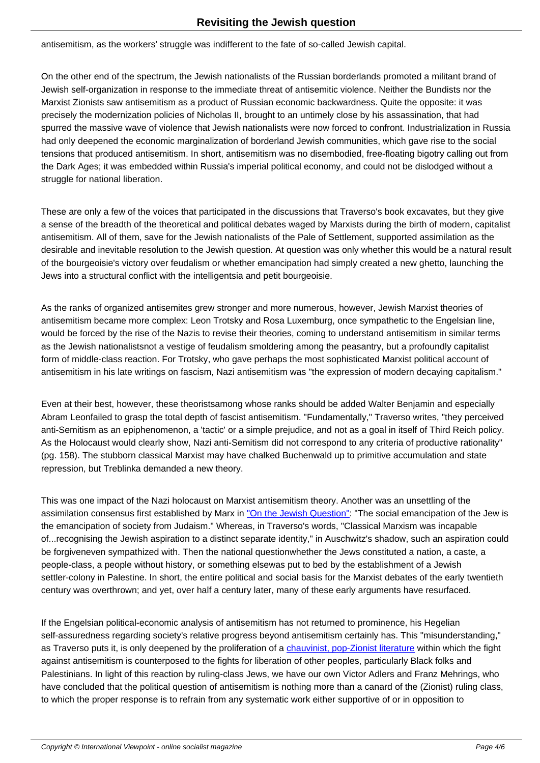antisemitism, as the workers' struggle was indifferent to the fate of so-called Jewish capital.

On the other end of the spectrum, the Jewish nationalists of the Russian borderlands promoted a militant brand of Jewish self-organization in response to the immediate threat of antisemitic violence. Neither the Bundists nor the Marxist Zionists saw antisemitism as a product of Russian economic backwardness. Quite the opposite: it was precisely the modernization policies of Nicholas II, brought to an untimely close by his assassination, that had spurred the massive wave of violence that Jewish nationalists were now forced to confront. Industrialization in Russia had only deepened the economic marginalization of borderland Jewish communities, which gave rise to the social tensions that produced antisemitism. In short, antisemitism was no disembodied, free-floating bigotry calling out from the Dark Ages; it was embedded within Russia's imperial political economy, and could not be dislodged without a struggle for national liberation.

These are only a few of the voices that participated in the discussions that Traverso's book excavates, but they give a sense of the breadth of the theoretical and political debates waged by Marxists during the birth of modern, capitalist antisemitism. All of them, save for the Jewish nationalists of the Pale of Settlement, supported assimilation as the desirable and inevitable resolution to the Jewish question. At question was only whether this would be a natural result of the bourgeoisie's victory over feudalism or whether emancipation had simply created a new ghetto, launching the Jews into a structural conflict with the intelligentsia and petit bourgeoisie.

As the ranks of organized antisemites grew stronger and more numerous, however, Jewish Marxist theories of antisemitism became more complex: Leon Trotsky and Rosa Luxemburg, once sympathetic to the Engelsian line, would be forced by the rise of the Nazis to revise their theories, coming to understand antisemitism in similar terms as the Jewish nationalistsnot a vestige of feudalism smoldering among the peasantry, but a profoundly capitalist form of middle-class reaction. For Trotsky, who gave perhaps the most sophisticated Marxist political account of antisemitism in his late writings on fascism, Nazi antisemitism was "the expression of modern decaying capitalism."

Even at their best, however, these theoristsamong whose ranks should be added Walter Benjamin and especially Abram Leonfailed to grasp the total depth of fascist antisemitism. "Fundamentally," Traverso writes, "they perceived anti-Semitism as an epiphenomenon, a 'tactic' or a simple prejudice, and not as a goal in itself of Third Reich policy. As the Holocaust would clearly show, Nazi anti-Semitism did not correspond to any criteria of productive rationality" (pg. 158). The stubborn classical Marxist may have chalked Buchenwald up to primitive accumulation and state repression, but Treblinka demanded a new theory.

This was one impact of the Nazi holocaust on Marxist antisemitism theory. Another was an unsettling of the assimilation consensus first established by Marx in "On the Jewish Question": "The social emancipation of the Jew is the emancipation of society from Judaism." Whereas, in Traverso's words, "Classical Marxism was incapable of...recognising the Jewish aspiration to a distinct separate identity," in Auschwitz's shadow, such an aspiration could be forgiveneven sympathized with. Then the national questionwhether the Jews constituted a nation, a caste, a people-class, a people without history, or something elsewas put to bed by the establishment of a Jewish settler-colony in Palestine. In short, the entire political and social basis for the Marxist debates of the early twentieth century was overthrown; and yet, over half a century later, many of these early arguments have resurfaced.

If the Engelsian political-economic analysis of antisemitism has not returned to prominence, his Hegelian self-assuredness regarding society's relative progress beyond antisemitism certainly has. This "misunderstanding," as Traverso puts it, is only deepened by the proliferation of a chauvinist, pop-Zionist literature within which the fight against antisemitism is counterposed to the fights for liberation of other peoples, particularly Black folks and Palestinians. In light of this reaction by ruling-class Jews, we have our own Victor Adlers and Franz Mehrings, who have concluded that the political question of antisemitism is nothing more than a canard of the (Zionist) ruling class, to which the proper response is to refrain from any systematic work either supportive of or in opposition to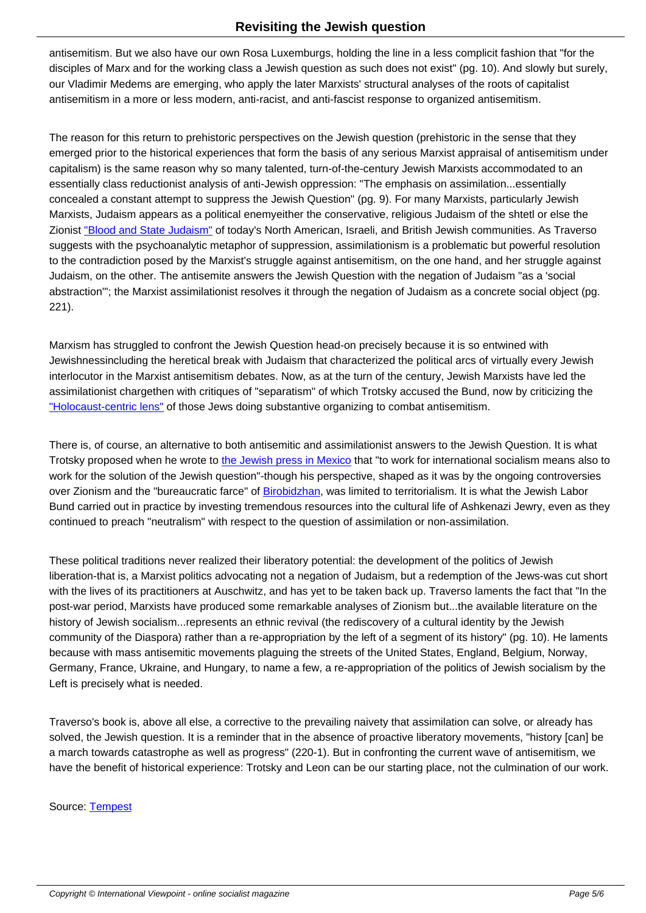antisemitism. But we also have our own Rosa Luxemburgs, holding the line in a less complicit fashion that "for the disciples of Marx and for the working class a Jewish question as such does not exist" (pg. 10). And slowly but surely, our Vladimir Medems are emerging, who apply the later Marxists' structural analyses of the roots of capitalist antisemitism in a more or less modern, anti-racist, and anti-fascist response to organized antisemitism.

The reason for this return to prehistoric perspectives on the Jewish question (prehistoric in the sense that they emerged prior to the historical experiences that form the basis of any serious Marxist appraisal of antisemitism under capitalism) is the same reason why so many talented, turn-of-the-century Jewish Marxists accommodated to an essentially class reductionist analysis of anti-Jewish oppression: "The emphasis on assimilation...essentially concealed a constant attempt to suppress the Jewish Question" (pg. 9). For many Marxists, particularly Jewish Marxists, Judaism appears as a political enemyeither the conservative, religious Judaism of the shtetl or else the Zionist "Blood and State Judaism" of today's North American, Israeli, and British Jewish communities. As Traverso suggests with the psychoanalytic metaphor of suppression, assimilationism is a problematic but powerful resolution to the contradiction posed by the Marxist's struggle against antisemitism, on the one hand, and her struggle against Judaism, on the other. The antisemite answers the Jewish Question with the negation of Judaism "as a 'social abstraction'"; the Marxist assimilationist resolves it through the negation of Judaism as a concrete social object (pg. 221).

Marxism has struggled to confront the Jewish Question head-on precisely because it is so entwined with Jewishnessincluding the heretical break with Judaism that characterized the political arcs of virtually every Jewish interlocutor in the Marxist antisemitism debates. Now, as at the turn of the century, Jewish Marxists have led the assimilationist chargethen with critiques of "separatism" of which Trotsky accused the Bund, now by criticizing the "Holocaust-centric lens" of those Jews doing substantive organizing to combat antisemitism.

There is, of course, an alternative to both antisemitic and assimilationist answers to the Jewish Question. It is what Trotsky proposed when he wrote to the Jewish press in Mexico that "to work for international socialism means also to work for the solution of the Jewish question"-though his perspective, shaped as it was by the ongoing controversies over Zionism and the "bureaucratic farce" of Birobidzhan, was limited to territorialism. It is what the Jewish Labor Bund carried out in practice by investing tremendous resources into the cultural life of Ashkenazi Jewry, even as they continued to preach "neutralism" with respect to the question of assimilation or non-assimilation.

These political traditions never realized their liberatory potential: the development of the politics of Jewish liberation-that is, a Marxist politics advocating not a negation of Judaism, but a redemption of the Jews-was cut short with the lives of its practitioners at Auschwitz, and has yet to be taken back up. Traverso laments the fact that "In the post-war period, Marxists have produced some remarkable analyses of Zionism but...the available literature on the history of Jewish socialism...represents an ethnic revival (the rediscovery of a cultural identity by the Jewish community of the Diaspora) rather than a re-appropriation by the left of a segment of its history" (pg. 10). He laments because with mass antisemitic movements plaguing the streets of the United States, England, Belgium, Norway, Germany, France, Ukraine, and Hungary, to name a few, a re-appropriation of the politics of Jewish socialism by the Left is precisely what is needed.

Traverso's book is, above all else, a corrective to the prevailing naivety that assimilation can solve, or already has solved, the Jewish question. It is a reminder that in the absence of proactive liberatory movements, "history [can] be a march towards catastrophe as well as progress" (220-1). But in confronting the current wave of antisemitism, we have the benefit of historical experience: Trotsky and Leon can be our starting place, not the culmination of our work.

Source: Tempest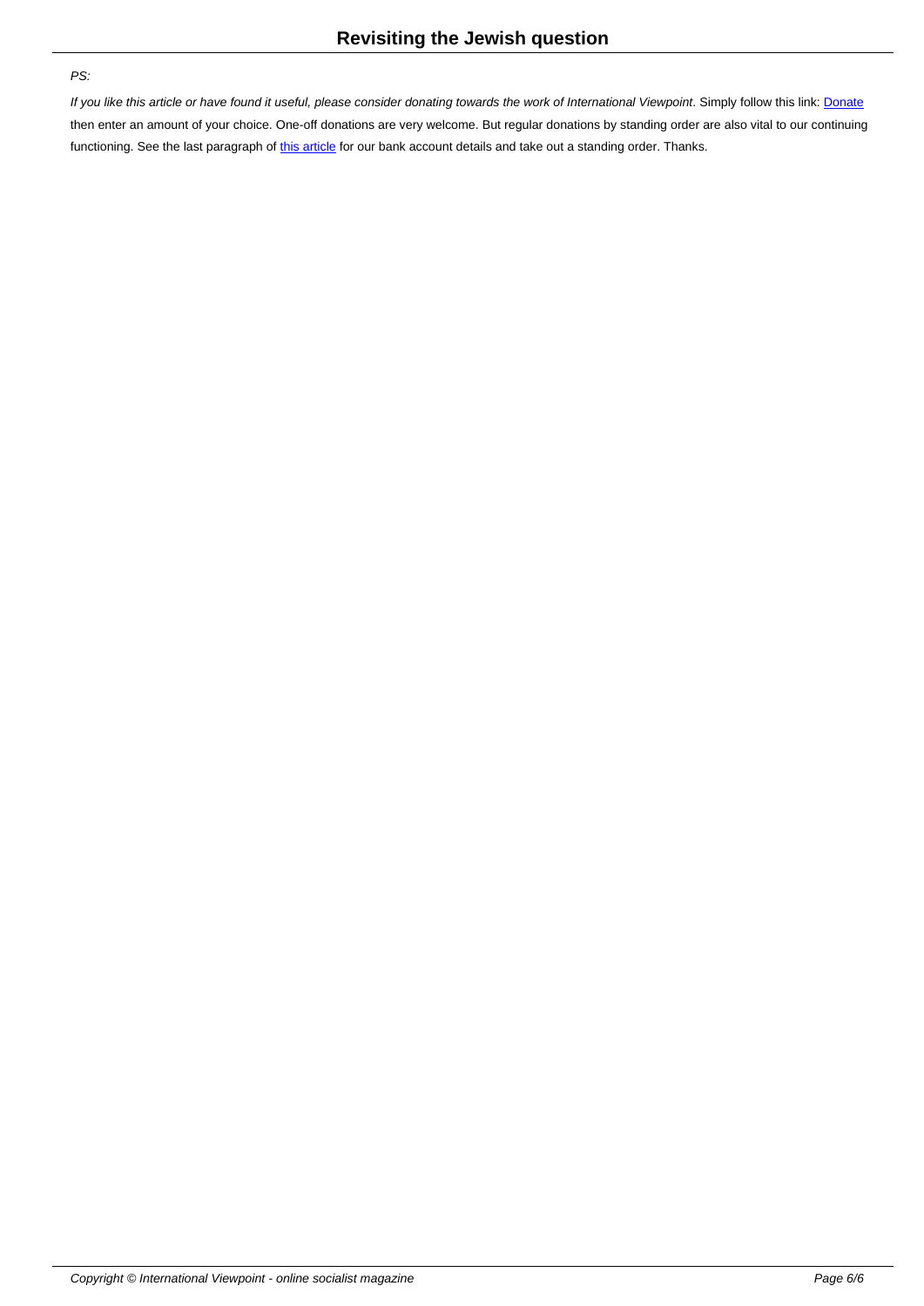*PS:*

*If you like this article or have found it useful, please consider donating towards the work of International Viewpoint.* Simply follow this link: Donate then enter an amount of your choice. One-off donations are very welcome. But regular donations by standing order are also vital to our continuing functioning. See the last paragraph of this article for our bank account details and take out a standing order. Thanks.